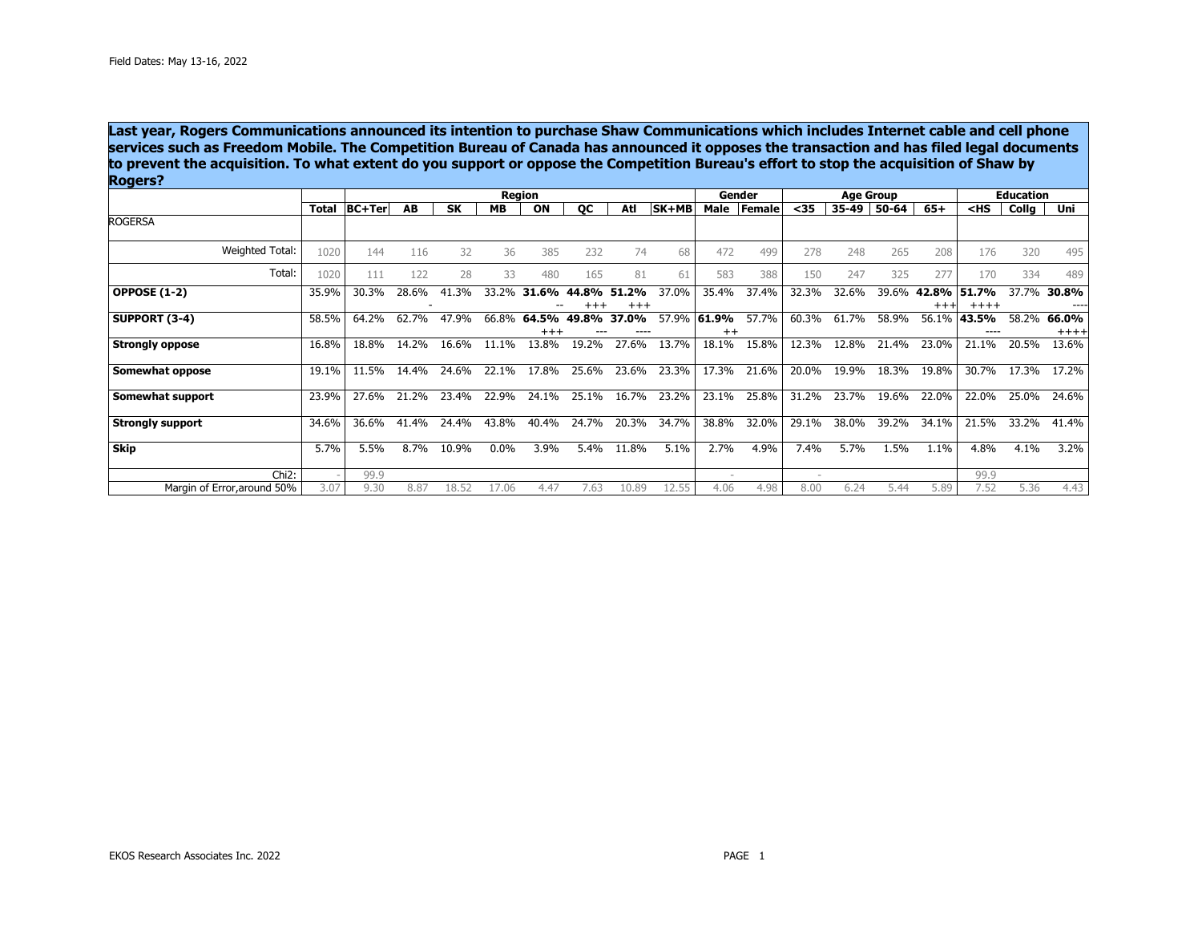Field Dates: May 13-16, 2022

**Last year, Rogers Communications announced its intention to purchase Shaw Communications which includes Internet cable and cell phone services such as Freedom Mobile. The Competition Bureau of Canada has announced it opposes the transaction and has filed legal documents to prevent the acquisition. To what extent do you support or oppose the Competition Bureau's effort to stop the acquisition of Shaw by Rogers?**

| | | Region | | | | | | | | Gender | | Age Group | | | | Education | | |
|---|---|---|---|---|---|---|---|---|---|---|---|---|---|---|---|---|---|---|
| | Total | BC+Ter | AB | SK | MB | ON | QC | Atl | SK+MB | Male | Female | <35 | 35-49 | 50-64 | 65+ | <HS | Collg | Uni |
| ROGERSA | | | | | | | | | | | | | | | | | | |
| Weighted Total: | 1020 | 144 | 116 | 32 | 36 | 385 | 232 | 74 | 68 | 472 | 499 | 278 | 248 | 265 | 208 | 176 | 320 | 495 |
| Total: | 1020 | 111 | 122 | 28 | 33 | 480 | 165 | 81 | 61 | 583 | 388 | 150 | 247 | 325 | 277 | 170 | 334 | 489 |
| **OPPOSE (1-2)** | 35.9% | 30.3% | 28.6% - | 41.3% | 33.2% | **31.6%** -- | **44.8%** +++ | **51.2%** +++ | 37.0% | 35.4% | 37.4% | 32.3% | 32.6% | 39.6% | **42.8%** +++ | **51.7%** ++++ | 37.7% | **30.8%** ---- |
| **SUPPORT (3-4)** | 58.5% | 64.2% | 62.7% | 47.9% | 66.8% | **64.5%** +++ | **49.8%** --- | **37.0%** ---- | 57.9% | **61.9%** ++ | 57.7% | 60.3% | 61.7% | 58.9% | 56.1% | **43.5%** ---- | 58.2% | **66.0%** ++++ |
| **Strongly oppose** | 16.8% | 18.8% | 14.2% | 16.6% | 11.1% | 13.8% | 19.2% | 27.6% | 13.7% | 18.1% | 15.8% | 12.3% | 12.8% | 21.4% | 23.0% | 21.1% | 20.5% | 13.6% |
| **Somewhat oppose** | 19.1% | 11.5% | 14.4% | 24.6% | 22.1% | 17.8% | 25.6% | 23.6% | 23.3% | 17.3% | 21.6% | 20.0% | 19.9% | 18.3% | 19.8% | 30.7% | 17.3% | 17.2% |
| **Somewhat support** | 23.9% | 27.6% | 21.2% | 23.4% | 22.9% | 24.1% | 25.1% | 16.7% | 23.2% | 23.1% | 25.8% | 31.2% | 23.7% | 19.6% | 22.0% | 22.0% | 25.0% | 24.6% |
| **Strongly support** | 34.6% | 36.6% | 41.4% | 24.4% | 43.8% | 40.4% | 24.7% | 20.3% | 34.7% | 38.8% | 32.0% | 29.1% | 38.0% | 39.2% | 34.1% | 21.5% | 33.2% | 41.4% |
| **Skip** | 5.7% | 5.5% | 8.7% | 10.9% | 0.0% | 3.9% | 5.4% | 11.8% | 5.1% | 2.7% | 4.9% | 7.4% | 5.7% | 1.5% | 1.1% | 4.8% | 4.1% | 3.2% |
| Chi2: | - | 99.9 | | | | | | | | - | | - | | | | 99.9 | | |
| Margin of Error,around 50% | 3.07 | 9.30 | 8.87 | 18.52 | 17.06 | 4.47 | 7.63 | 10.89 | 12.55 | 4.06 | 4.98 | 8.00 | 6.24 | 5.44 | 5.89 | 7.52 | 5.36 | 4.43 |

EKOS Research Associates Inc. 2022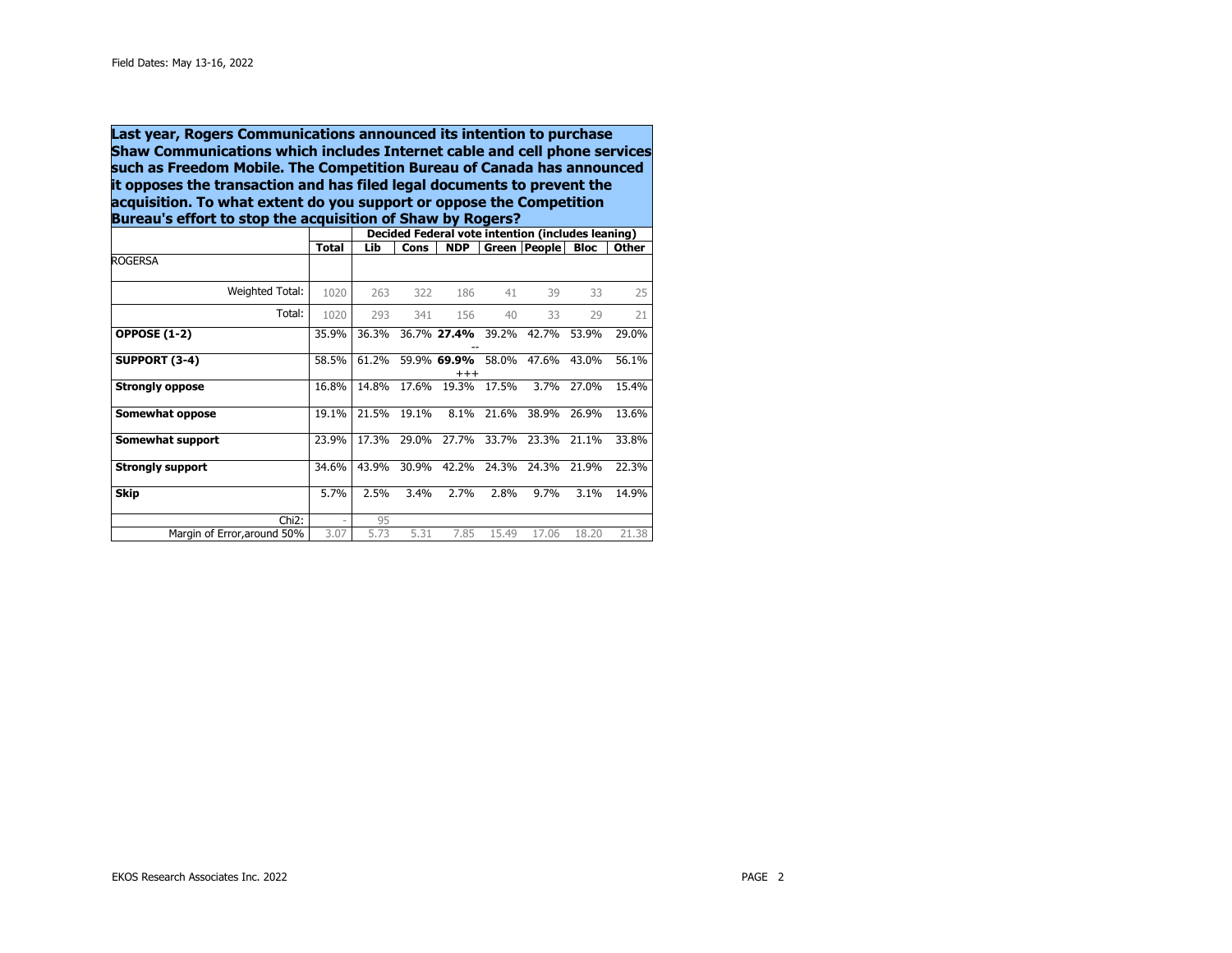Field Dates: May 13-16, 2022

**Last year, Rogers Communications announced its intention to purchase Shaw Communications which includes Internet cable and cell phone services such as Freedom Mobile. The Competition Bureau of Canada has announced it opposes the transaction and has filed legal documents to prevent the acquisition. To what extent do you support or oppose the Competition Bureau's effort to stop the acquisition of Shaw by Rogers?**

| | | Decided Federal vote intention (includes leaning) | | | | | | |
|---|---|---|---|---|---|---|---|---|
| | **Total** | **Lib** | **Cons** | **NDP** | **Green** | **People** | **Bloc** | **Other** |
| ROGERSA | | | | | | | | |
| Weighted Total: | 1020 | 263 | 322 | 186 | 41 | 39 | 33 | 25 |
| Total: | 1020 | 293 | 341 | 156 | 40 | 33 | 29 | 21 |
| **OPPOSE (1-2)** | 35.9% | 36.3% | 36.7% | **27.4%** -- | 39.2% | 42.7% | 53.9% | 29.0% |
| **SUPPORT (3-4)** | 58.5% | 61.2% | 59.9% | **69.9%** +++ | 58.0% | 47.6% | 43.0% | 56.1% |
| **Strongly oppose** | 16.8% | 14.8% | 17.6% | 19.3% | 17.5% | 3.7% | 27.0% | 15.4% |
| **Somewhat oppose** | 19.1% | 21.5% | 19.1% | 8.1% | 21.6% | 38.9% | 26.9% | 13.6% |
| **Somewhat support** | 23.9% | 17.3% | 29.0% | 27.7% | 33.7% | 23.3% | 21.1% | 33.8% |
| **Strongly support** | 34.6% | 43.9% | 30.9% | 42.2% | 24.3% | 24.3% | 21.9% | 22.3% |
| **Skip** | 5.7% | 2.5% | 3.4% | 2.7% | 2.8% | 9.7% | 3.1% | 14.9% |
| Chi2: | - | 95 | | | | | | |
| Margin of Error,around 50% | 3.07 | 5.73 | 5.31 | 7.85 | 15.49 | 17.06 | 18.20 | 21.38 |

EKOS Research Associates Inc. 2022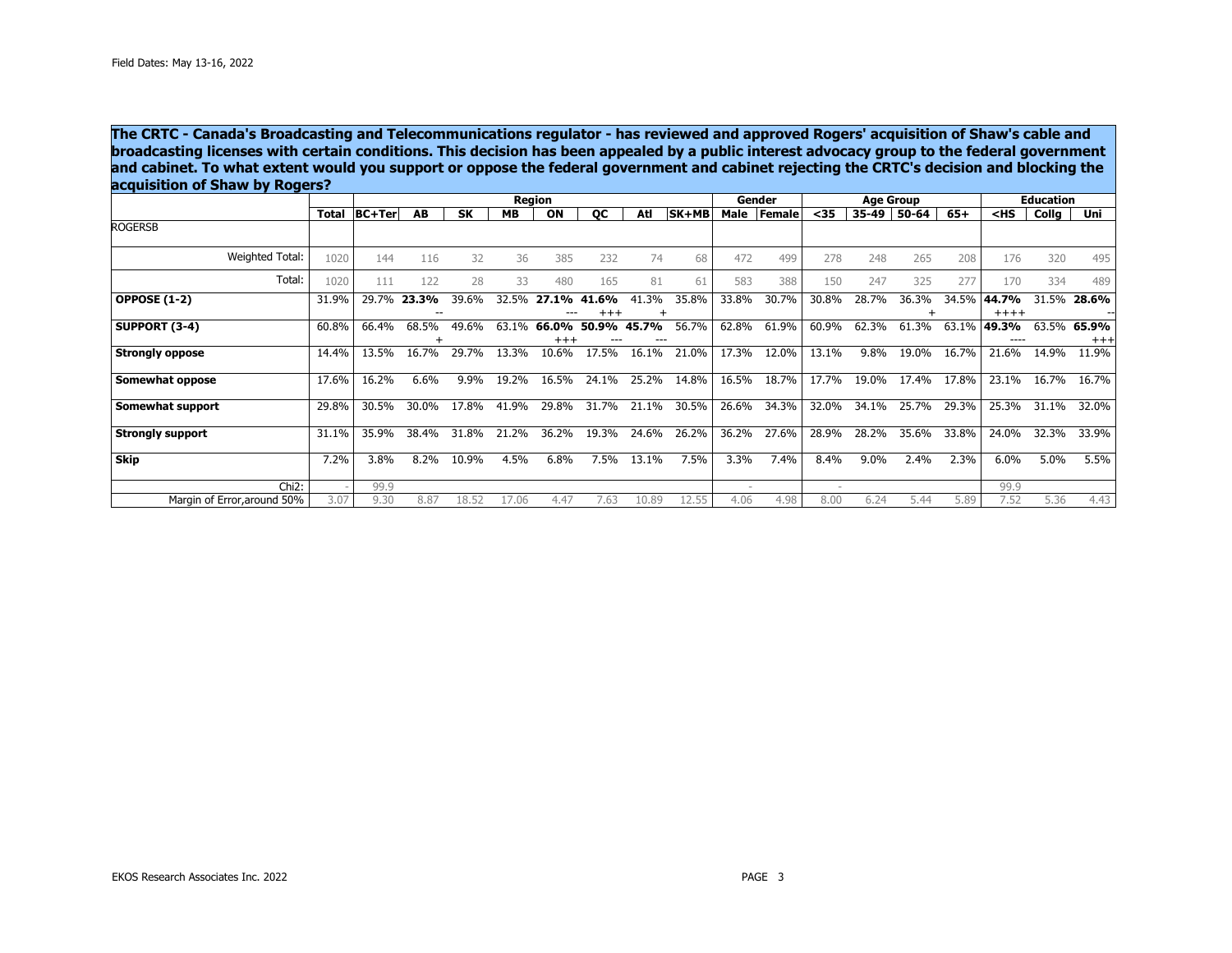Field Dates: May 13-16, 2022

**The CRTC - Canada's Broadcasting and Telecommunications regulator - has reviewed and approved Rogers' acquisition of Shaw's cable and broadcasting licenses with certain conditions. This decision has been appealed by a public interest advocacy group to the federal government and cabinet. To what extent would you support or oppose the federal government and cabinet rejecting the CRTC's decision and blocking the acquisition of Shaw by Rogers?**

| | | Region | | | | | | | | Gender | | Age Group | | | | Education | | |
|---|---|---|---|---|---|---|---|---|---|---|---|---|---|---|---|---|---|---|
| | Total | BC+Ter | AB | SK | MB | ON | QC | Atl | SK+MB | Male | Female | <35 | 35-49 | 50-64 | 65+ | <HS | Collg | Uni |
| ROGERSB | | | | | | | | | | | | | | | | | | |
| Weighted Total: | 1020 | 144 | 116 | 32 | 36 | 385 | 232 | 74 | 68 | 472 | 499 | 278 | 248 | 265 | 208 | 176 | 320 | 495 |
| Total: | 1020 | 111 | 122 | 28 | 33 | 480 | 165 | 81 | 61 | 583 | 388 | 150 | 247 | 325 | 277 | 170 | 334 | 489 |
| **OPPOSE (1-2)** | 31.9% | 29.7% | **23.3%** -- | 39.6% | 32.5% | **27.1%** --- | **41.6%** +++ | 41.3% + | 35.8% | 33.8% | 30.7% | 30.8% | 28.7% | 36.3% + | 34.5% | **44.7%** ++++ | 31.5% | **28.6%** -- |
| **SUPPORT (3-4)** | 60.8% | 66.4% | 68.5% + | 49.6% | 63.1% | **66.0%** +++ | **50.9%** --- | **45.7%** --- | 56.7% | 62.8% | 61.9% | 60.9% | 62.3% | 61.3% | 63.1% | **49.3%** ---- | 63.5% | **65.9%** +++ |
| **Strongly oppose** | 14.4% | 13.5% | 16.7% | 29.7% | 13.3% | 10.6% | 17.5% | 16.1% | 21.0% | 17.3% | 12.0% | 13.1% | 9.8% | 19.0% | 16.7% | 21.6% | 14.9% | 11.9% |
| **Somewhat oppose** | 17.6% | 16.2% | 6.6% | 9.9% | 19.2% | 16.5% | 24.1% | 25.2% | 14.8% | 16.5% | 18.7% | 17.7% | 19.0% | 17.4% | 17.8% | 23.1% | 16.7% | 16.7% |
| **Somewhat support** | 29.8% | 30.5% | 30.0% | 17.8% | 41.9% | 29.8% | 31.7% | 21.1% | 30.5% | 26.6% | 34.3% | 32.0% | 34.1% | 25.7% | 29.3% | 25.3% | 31.1% | 32.0% |
| **Strongly support** | 31.1% | 35.9% | 38.4% | 31.8% | 21.2% | 36.2% | 19.3% | 24.6% | 26.2% | 36.2% | 27.6% | 28.9% | 28.2% | 35.6% | 33.8% | 24.0% | 32.3% | 33.9% |
| **Skip** | 7.2% | 3.8% | 8.2% | 10.9% | 4.5% | 6.8% | 7.5% | 13.1% | 7.5% | 3.3% | 7.4% | 8.4% | 9.0% | 2.4% | 2.3% | 6.0% | 5.0% | 5.5% |
| Chi2: | - | 99.9 | | | | | | | | - | | - | | | | 99.9 | | |
| Margin of Error,around 50% | 3.07 | 9.30 | 8.87 | 18.52 | 17.06 | 4.47 | 7.63 | 10.89 | 12.55 | 4.06 | 4.98 | 8.00 | 6.24 | 5.44 | 5.89 | 7.52 | 5.36 | 4.43 |

EKOS Research Associates Inc. 2022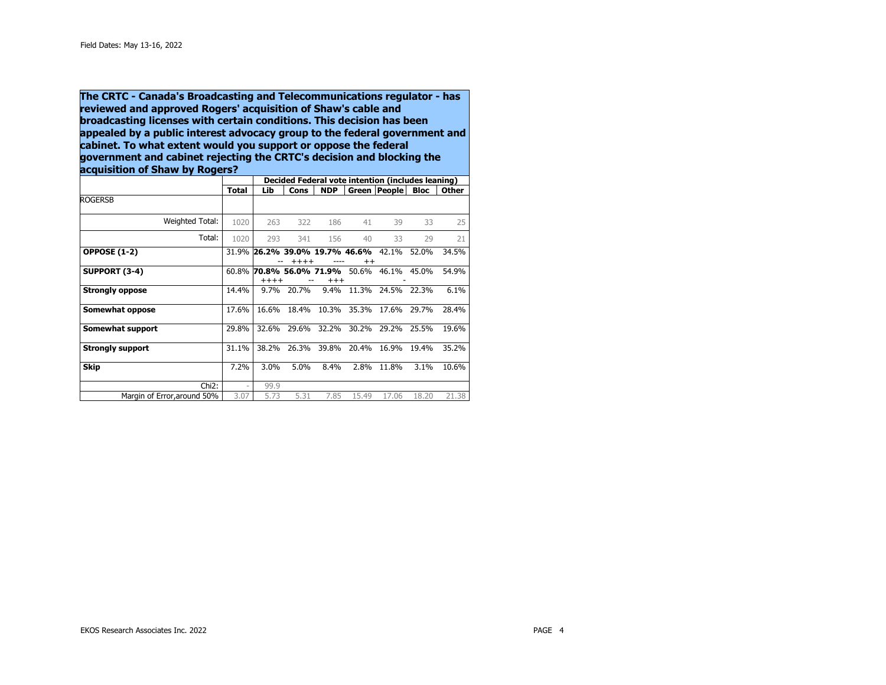Field Dates: May 13-16, 2022

**The CRTC - Canada's Broadcasting and Telecommunications regulator - has reviewed and approved Rogers' acquisition of Shaw's cable and broadcasting licenses with certain conditions. This decision has been appealed by a public interest advocacy group to the federal government and cabinet. To what extent would you support or oppose the federal government and cabinet rejecting the CRTC's decision and blocking the acquisition of Shaw by Rogers?**

| | | Decided Federal vote intention (includes leaning) | | | | | | |
|---|---|---|---|---|---|---|---|---|
| | **Total** | **Lib** | **Cons** | **NDP** | **Green** | **People** | **Bloc** | **Other** |
| ROGERSB | | | | | | | | |
| Weighted Total: | 1020 | 263 | 322 | 186 | 41 | 39 | 33 | 25 |
| Total: | 1020 | 293 | 341 | 156 | 40 | 33 | 29 | 21 |
| **OPPOSE (1-2)** | 31.9% | **26.2%** -- | **39.0%** ++++ | **19.7%** ---- | **46.6%** ++ | 42.1% | 52.0% | 34.5% |
| **SUPPORT (3-4)** | 60.8% | **70.8%** ++++ | **56.0%** -- | **71.9%** +++ | 50.6% | 46.1% - | 45.0% | 54.9% |
| **Strongly oppose** | 14.4% | 9.7% | 20.7% | 9.4% | 11.3% | 24.5% | 22.3% | 6.1% |
| **Somewhat oppose** | 17.6% | 16.6% | 18.4% | 10.3% | 35.3% | 17.6% | 29.7% | 28.4% |
| **Somewhat support** | 29.8% | 32.6% | 29.6% | 32.2% | 30.2% | 29.2% | 25.5% | 19.6% |
| **Strongly support** | 31.1% | 38.2% | 26.3% | 39.8% | 20.4% | 16.9% | 19.4% | 35.2% |
| **Skip** | 7.2% | 3.0% | 5.0% | 8.4% | 2.8% | 11.8% | 3.1% | 10.6% |
| Chi2: | - | 99.9 | | | | | | |
| Margin of Error,around 50% | 3.07 | 5.73 | 5.31 | 7.85 | 15.49 | 17.06 | 18.20 | 21.38 |

EKOS Research Associates Inc. 2022